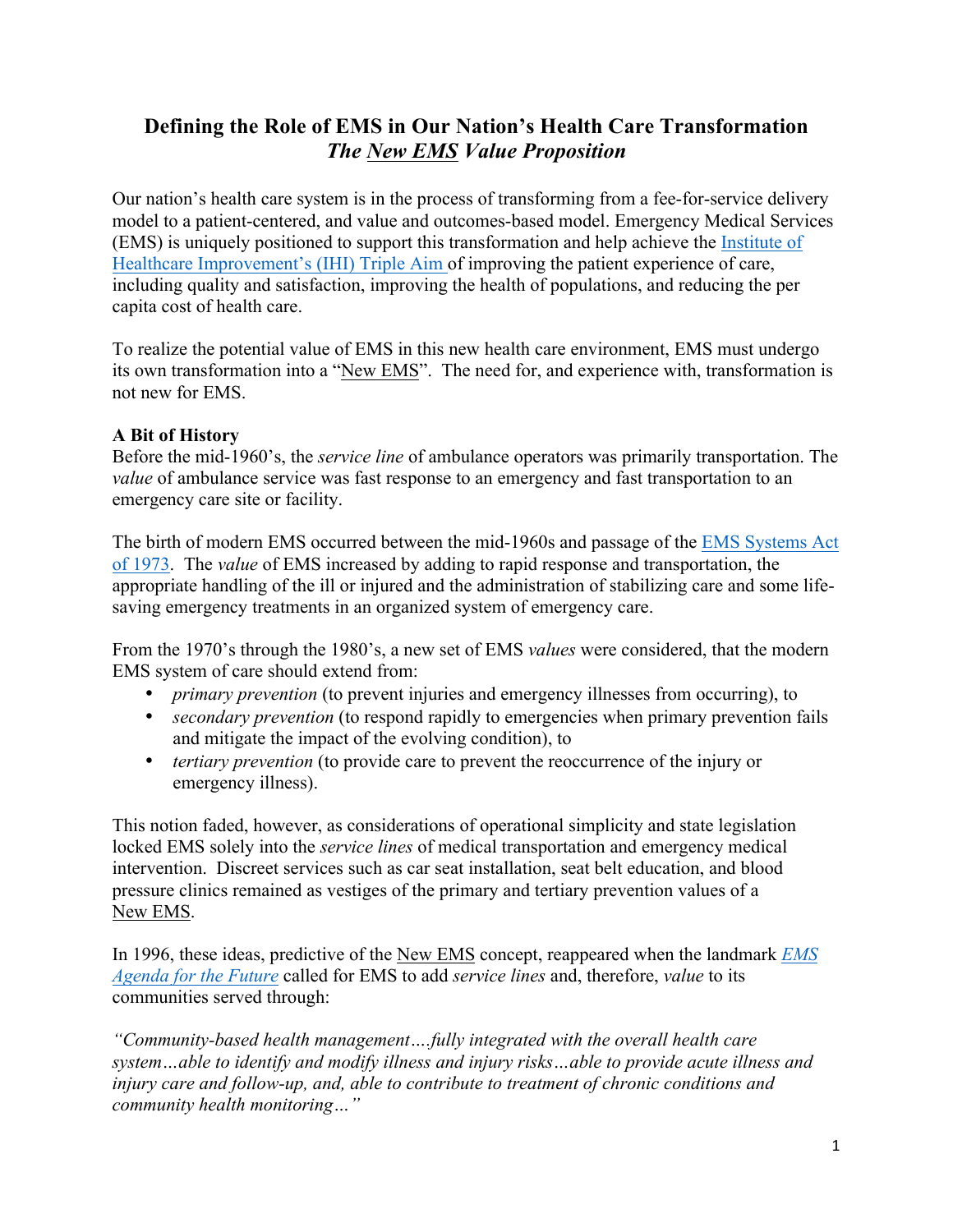# Defining the Role of EMS in Our Nation's Health Care Transformation
## *The New EMS Value Proposition*

Our nation's health care system is in the process of transforming from a fee-for-service delivery model to a patient-centered, and value and outcomes-based model. Emergency Medical Services (EMS) is uniquely positioned to support this transformation and help achieve the Institute of Healthcare Improvement's (IHI) Triple Aim of improving the patient experience of care, including quality and satisfaction, improving the health of populations, and reducing the per capita cost of health care.

To realize the potential value of EMS in this new health care environment, EMS must undergo its own transformation into a "New EMS". The need for, and experience with, transformation is not new for EMS.

**A Bit of History**

Before the mid-1960's, the *service line* of ambulance operators was primarily transportation. The *value* of ambulance service was fast response to an emergency and fast transportation to an emergency care site or facility.

The birth of modern EMS occurred between the mid-1960s and passage of the EMS Systems Act of 1973. The *value* of EMS increased by adding to rapid response and transportation, the appropriate handling of the ill or injured and the administration of stabilizing care and some life-saving emergency treatments in an organized system of emergency care.

From the 1970's through the 1980's, a new set of EMS *values* were considered, that the modern EMS system of care should extend from:

- *primary prevention* (to prevent injuries and emergency illnesses from occurring), to
- *secondary prevention* (to respond rapidly to emergencies when primary prevention fails and mitigate the impact of the evolving condition), to
- *tertiary prevention* (to provide care to prevent the reoccurrence of the injury or emergency illness).

This notion faded, however, as considerations of operational simplicity and state legislation locked EMS solely into the *service lines* of medical transportation and emergency medical intervention. Discreet services such as car seat installation, seat belt education, and blood pressure clinics remained as vestiges of the primary and tertiary prevention values of a New EMS.

In 1996, these ideas, predictive of the New EMS concept, reappeared when the landmark *EMS Agenda for the Future* called for EMS to add *service lines* and, therefore, *value* to its communities served through:

*"Community-based health management….fully integrated with the overall health care system…able to identify and modify illness and injury risks…able to provide acute illness and injury care and follow-up, and, able to contribute to treatment of chronic conditions and community health monitoring…"*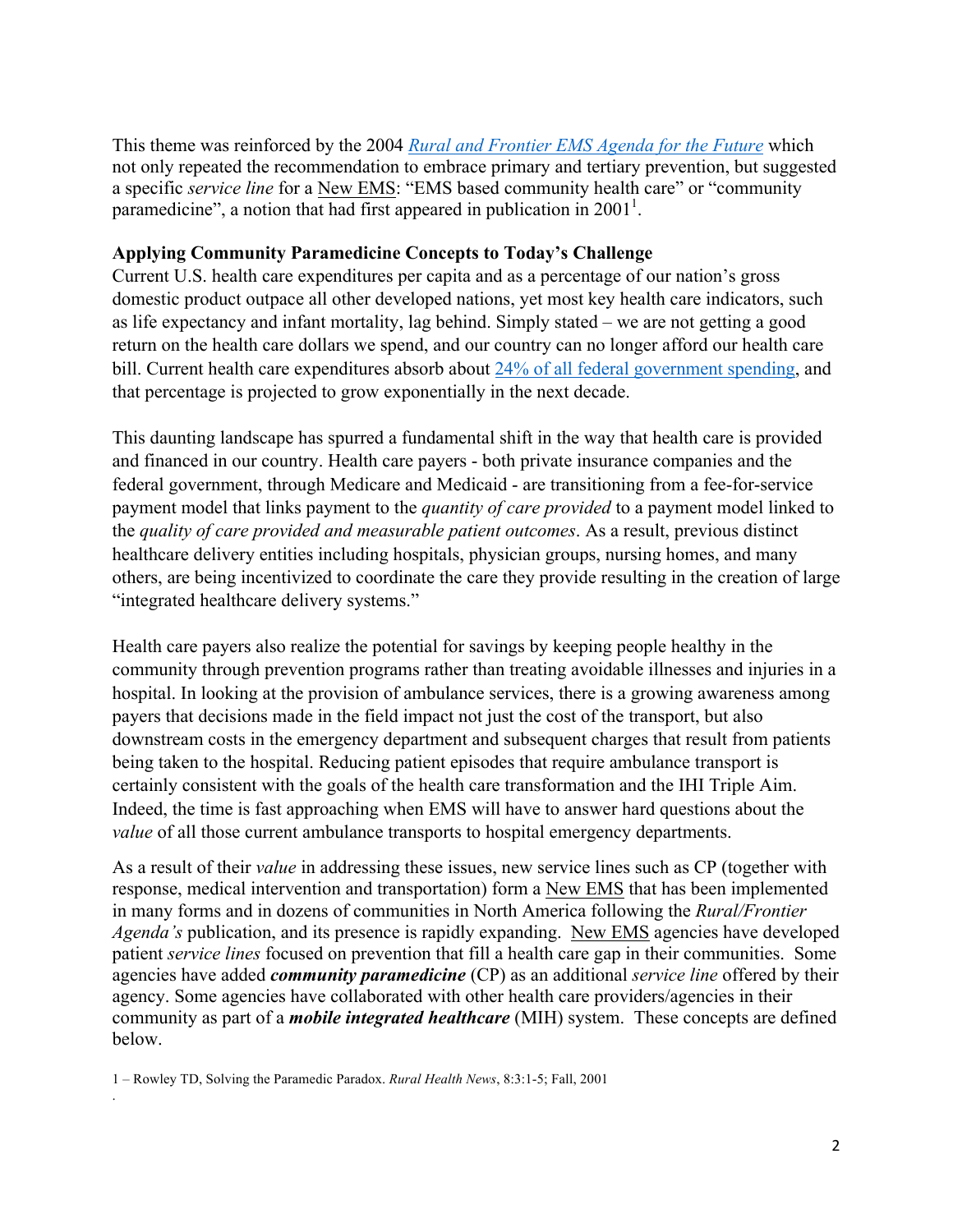This theme was reinforced by the 2004 [*Rural and Frontier EMS Agenda for the Future*]() which not only repeated the recommendation to embrace primary and tertiary prevention, but suggested a specific *service line* for a New EMS: "EMS based community health care" or "community paramedicine", a notion that had first appeared in publication in 2001[1].

**Applying Community Paramedicine Concepts to Today's Challenge**

Current U.S. health care expenditures per capita and as a percentage of our nation's gross domestic product outpace all other developed nations, yet most key health care indicators, such as life expectancy and infant mortality, lag behind. Simply stated – we are not getting a good return on the health care dollars we spend, and our country can no longer afford our health care bill. Current health care expenditures absorb about [24% of all federal government spending](), and that percentage is projected to grow exponentially in the next decade.

This daunting landscape has spurred a fundamental shift in the way that health care is provided and financed in our country. Health care payers - both private insurance companies and the federal government, through Medicare and Medicaid - are transitioning from a fee-for-service payment model that links payment to the *quantity of care provided* to a payment model linked to the *quality of care provided and measurable patient outcomes*. As a result, previous distinct healthcare delivery entities including hospitals, physician groups, nursing homes, and many others, are being incentivized to coordinate the care they provide resulting in the creation of large "integrated healthcare delivery systems."

Health care payers also realize the potential for savings by keeping people healthy in the community through prevention programs rather than treating avoidable illnesses and injuries in a hospital. In looking at the provision of ambulance services, there is a growing awareness among payers that decisions made in the field impact not just the cost of the transport, but also downstream costs in the emergency department and subsequent charges that result from patients being taken to the hospital. Reducing patient episodes that require ambulance transport is certainly consistent with the goals of the health care transformation and the IHI Triple Aim. Indeed, the time is fast approaching when EMS will have to answer hard questions about the *value* of all those current ambulance transports to hospital emergency departments.

As a result of their *value* in addressing these issues, new service lines such as CP (together with response, medical intervention and transportation) form a New EMS that has been implemented in many forms and in dozens of communities in North America following the *Rural/Frontier Agenda's* publication, and its presence is rapidly expanding. New EMS agencies have developed patient *service lines* focused on prevention that fill a health care gap in their communities. Some agencies have added ***community paramedicine*** (CP) as an additional *service line* offered by their agency. Some agencies have collaborated with other health care providers/agencies in their community as part of a ***mobile integrated healthcare*** (MIH) system. These concepts are defined below.

1 – Rowley TD, Solving the Paramedic Paradox. *Rural Health News*, 8:3:1-5; Fall, 2001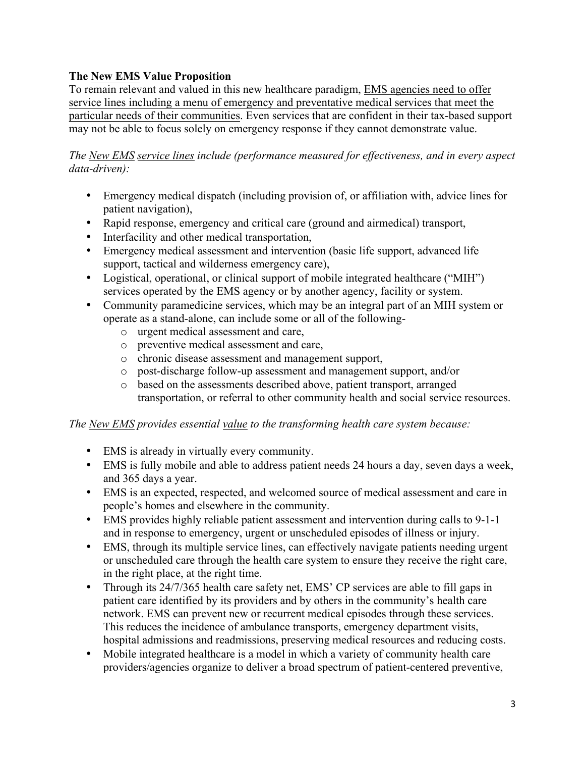**The <u>New EMS</u> Value Proposition**

To remain relevant and valued in this new healthcare paradigm, <u>EMS agencies need to offer service lines including a menu of emergency and preventative medical services that meet the particular needs of their communities</u>. Even services that are confident in their tax-based support may not be able to focus solely on emergency response if they cannot demonstrate value.

*The <u>New EMS</u> <u>service lines</u> include (performance measured for effectiveness, and in every aspect data-driven):*

- Emergency medical dispatch (including provision of, or affiliation with, advice lines for patient navigation),
- Rapid response, emergency and critical care (ground and airmedical) transport,
- Interfacility and other medical transportation,
- Emergency medical assessment and intervention (basic life support, advanced life support, tactical and wilderness emergency care),
- Logistical, operational, or clinical support of mobile integrated healthcare ("MIH") services operated by the EMS agency or by another agency, facility or system.
- Community paramedicine services, which may be an integral part of an MIH system or operate as a stand-alone, can include some or all of the following-
    - urgent medical assessment and care,
    - preventive medical assessment and care,
    - chronic disease assessment and management support,
    - post-discharge follow-up assessment and management support, and/or
    - based on the assessments described above, patient transport, arranged transportation, or referral to other community health and social service resources.

*The <u>New EMS</u> provides essential <u>value</u> to the transforming health care system because:*

- EMS is already in virtually every community.
- EMS is fully mobile and able to address patient needs 24 hours a day, seven days a week, and 365 days a year.
- EMS is an expected, respected, and welcomed source of medical assessment and care in people's homes and elsewhere in the community.
- EMS provides highly reliable patient assessment and intervention during calls to 9-1-1 and in response to emergency, urgent or unscheduled episodes of illness or injury.
- EMS, through its multiple service lines, can effectively navigate patients needing urgent or unscheduled care through the health care system to ensure they receive the right care, in the right place, at the right time.
- Through its 24/7/365 health care safety net, EMS' CP services are able to fill gaps in patient care identified by its providers and by others in the community's health care network. EMS can prevent new or recurrent medical episodes through these services. This reduces the incidence of ambulance transports, emergency department visits, hospital admissions and readmissions, preserving medical resources and reducing costs.
- Mobile integrated healthcare is a model in which a variety of community health care providers/agencies organize to deliver a broad spectrum of patient-centered preventive,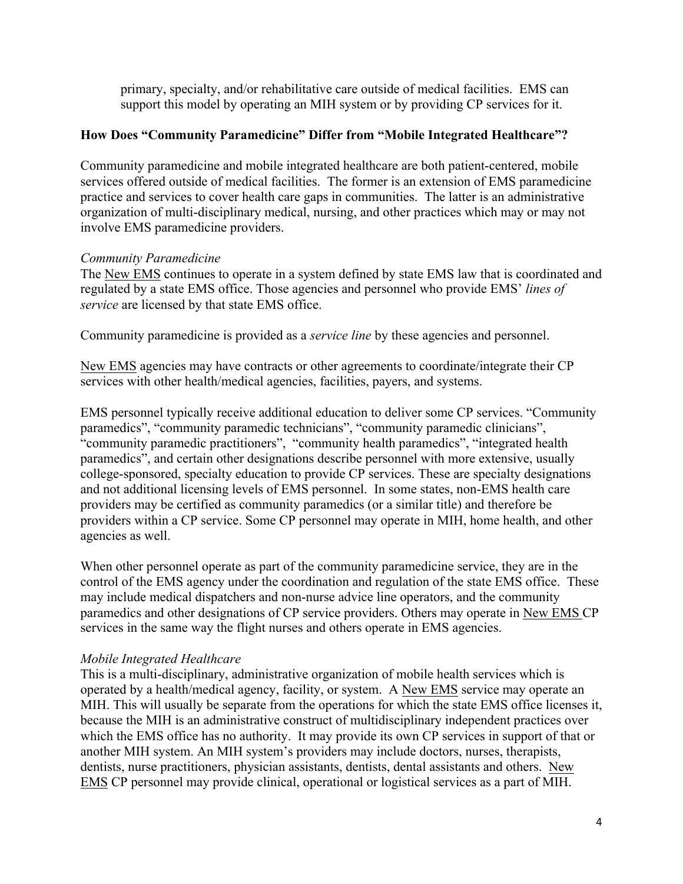primary, specialty, and/or rehabilitative care outside of medical facilities. EMS can support this model by operating an MIH system or by providing CP services for it.

**How Does "Community Paramedicine" Differ from "Mobile Integrated Healthcare"?**

Community paramedicine and mobile integrated healthcare are both patient-centered, mobile services offered outside of medical facilities. The former is an extension of EMS paramedicine practice and services to cover health care gaps in communities. The latter is an administrative organization of multi-disciplinary medical, nursing, and other practices which may or may not involve EMS paramedicine providers.

*Community Paramedicine*

The <u>New EMS</u> continues to operate in a system defined by state EMS law that is coordinated and regulated by a state EMS office. Those agencies and personnel who provide EMS' *lines of service* are licensed by that state EMS office.

Community paramedicine is provided as a *service line* by these agencies and personnel.

<u>New EMS</u> agencies may have contracts or other agreements to coordinate/integrate their CP services with other health/medical agencies, facilities, payers, and systems.

EMS personnel typically receive additional education to deliver some CP services. "Community paramedics", "community paramedic technicians", "community paramedic clinicians", "community paramedic practitioners", "community health paramedics", "integrated health paramedics", and certain other designations describe personnel with more extensive, usually college-sponsored, specialty education to provide CP services. These are specialty designations and not additional licensing levels of EMS personnel. In some states, non-EMS health care providers may be certified as community paramedics (or a similar title) and therefore be providers within a CP service. Some CP personnel may operate in MIH, home health, and other agencies as well.

When other personnel operate as part of the community paramedicine service, they are in the control of the EMS agency under the coordination and regulation of the state EMS office. These may include medical dispatchers and non-nurse advice line operators, and the community paramedics and other designations of CP service providers. Others may operate in <u>New EMS</u> CP services in the same way the flight nurses and others operate in EMS agencies.

*Mobile Integrated Healthcare*

This is a multi-disciplinary, administrative organization of mobile health services which is operated by a health/medical agency, facility, or system. A <u>New EMS</u> service may operate an MIH. This will usually be separate from the operations for which the state EMS office licenses it, because the MIH is an administrative construct of multidisciplinary independent practices over which the EMS office has no authority. It may provide its own CP services in support of that or another MIH system. An MIH system's providers may include doctors, nurses, therapists, dentists, nurse practitioners, physician assistants, dentists, dental assistants and others. <u>New EMS</u> CP personnel may provide clinical, operational or logistical services as a part of MIH.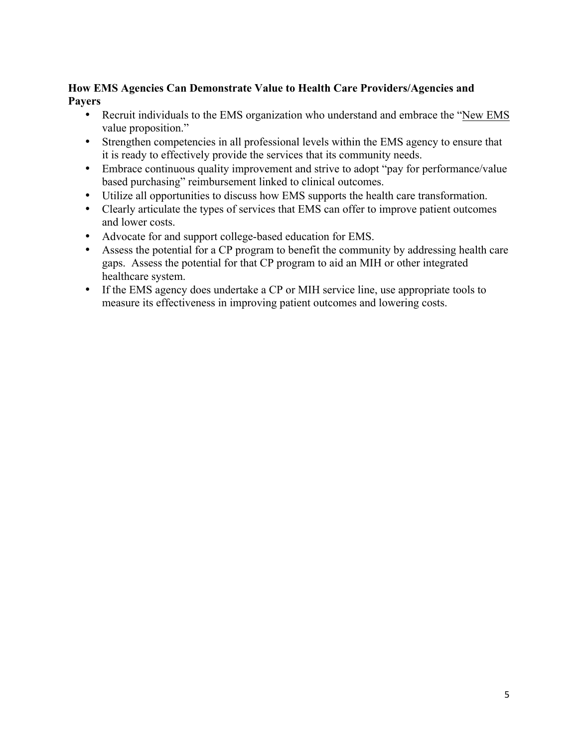**How EMS Agencies Can Demonstrate Value to Health Care Providers/Agencies and Payers**

- Recruit individuals to the EMS organization who understand and embrace the "New EMS value proposition."
- Strengthen competencies in all professional levels within the EMS agency to ensure that it is ready to effectively provide the services that its community needs.
- Embrace continuous quality improvement and strive to adopt "pay for performance/value based purchasing" reimbursement linked to clinical outcomes.
- Utilize all opportunities to discuss how EMS supports the health care transformation.
- Clearly articulate the types of services that EMS can offer to improve patient outcomes and lower costs.
- Advocate for and support college-based education for EMS.
- Assess the potential for a CP program to benefit the community by addressing health care gaps. Assess the potential for that CP program to aid an MIH or other integrated healthcare system.
- If the EMS agency does undertake a CP or MIH service line, use appropriate tools to measure its effectiveness in improving patient outcomes and lowering costs.